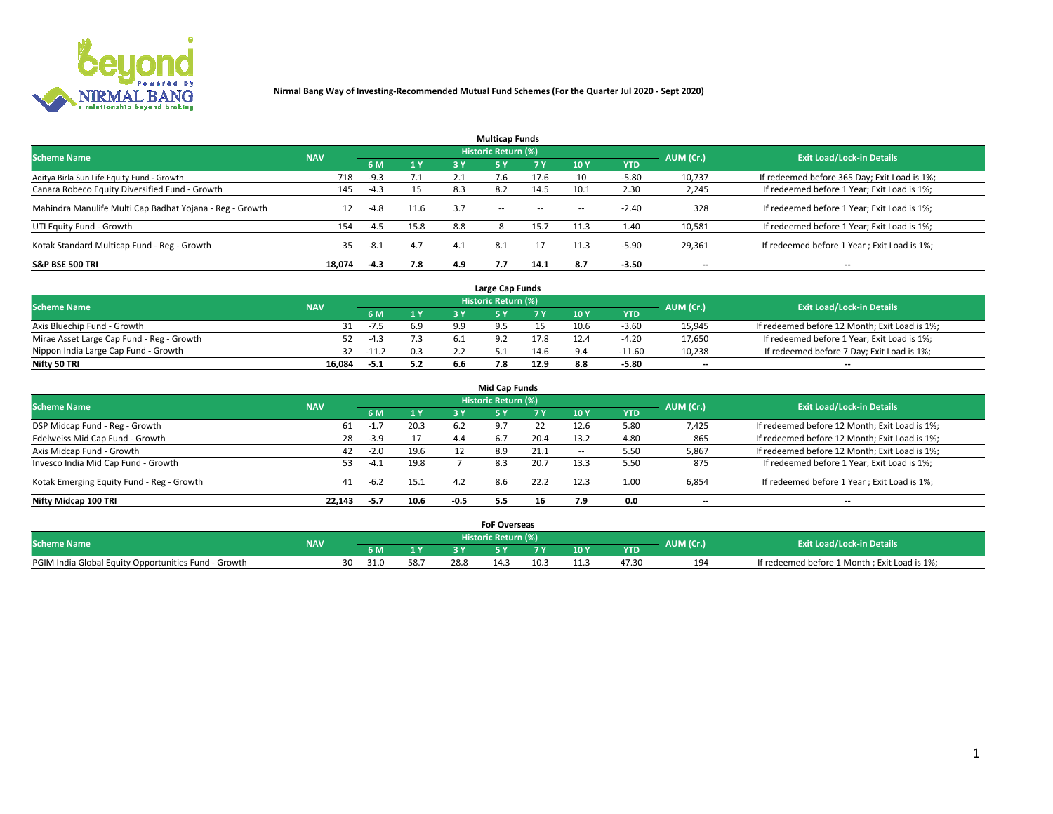# Nirmal Bang Way of Investing-Recommended Mutual Fund Schemes (For the Quarter Jul 2020 - Sept 2020)

## Multicap Funds

| Scheme Name | NAV | Historic Return (%) | | | | | | | AUM (Cr.) | Exit Load/Lock-in Details |
|---|---|---|---|---|---|---|---|---|---|---|
| | | 6 M | 1 Y | 3 Y | 5 Y | 7 Y | 10 Y | YTD | | |
| Aditya Birla Sun Life Equity Fund - Growth | 718 | -9.3 | 7.1 | 2.1 | 7.6 | 17.6 | 10 | -5.80 | 10,737 | If redeemed before 365 Day; Exit Load is 1%; |
| Canara Robeco Equity Diversified Fund - Growth | 145 | -4.3 | 15 | 8.3 | 8.2 | 14.5 | 10.1 | 2.30 | 2,245 | If redeemed before 1 Year; Exit Load is 1%; |
| Mahindra Manulife Multi Cap Badhat Yojana - Reg - Growth | 12 | -4.8 | 11.6 | 3.7 | -- | -- | -- | -2.40 | 328 | If redeemed before 1 Year; Exit Load is 1%; |
| UTI Equity Fund - Growth | 154 | -4.5 | 15.8 | 8.8 | 8 | 15.7 | 11.3 | 1.40 | 10,581 | If redeemed before 1 Year; Exit Load is 1%; |
| Kotak Standard Multicap Fund - Reg - Growth | 35 | -8.1 | 4.7 | 4.1 | 8.1 | 17 | 11.3 | -5.90 | 29,361 | If redeemed before 1 Year ; Exit Load is 1%; |
| **S&P BSE 500 TRI** | **18,074** | **-4.3** | **7.8** | **4.9** | **7.7** | **14.1** | **8.7** | **-3.50** | **--** | **--** |

## Large Cap Funds

| Scheme Name | NAV | Historic Return (%) | | | | | | | AUM (Cr.) | Exit Load/Lock-in Details |
|---|---|---|---|---|---|---|---|---|---|---|
| | | 6 M | 1 Y | 3 Y | 5 Y | 7 Y | 10 Y | YTD | | |
| Axis Bluechip Fund - Growth | 31 | -7.5 | 6.9 | 9.9 | 9.5 | 15 | 10.6 | -3.60 | 15,945 | If redeemed before 12 Month; Exit Load is 1%; |
| Mirae Asset Large Cap Fund - Reg - Growth | 52 | -4.3 | 7.3 | 6.1 | 9.2 | 17.8 | 12.4 | -4.20 | 17,650 | If redeemed before 1 Year; Exit Load is 1%; |
| Nippon India Large Cap Fund - Growth | 32 | -11.2 | 0.3 | 2.2 | 5.1 | 14.6 | 9.4 | -11.60 | 10,238 | If redeemed before 7 Day; Exit Load is 1%; |
| **Nifty 50 TRI** | **16,084** | **-5.1** | **5.2** | **6.6** | **7.8** | **12.9** | **8.8** | **-5.80** | **--** | **--** |

## Mid Cap Funds

| Scheme Name | NAV | Historic Return (%) | | | | | | | AUM (Cr.) | Exit Load/Lock-in Details |
|---|---|---|---|---|---|---|---|---|---|---|
| | | 6 M | 1 Y | 3 Y | 5 Y | 7 Y | 10 Y | YTD | | |
| DSP Midcap Fund - Reg - Growth | 61 | -1.7 | 20.3 | 6.2 | 9.7 | 22 | 12.6 | 5.80 | 7,425 | If redeemed before 12 Month; Exit Load is 1%; |
| Edelweiss Mid Cap Fund - Growth | 28 | -3.9 | 17 | 4.4 | 6.7 | 20.4 | 13.2 | 4.80 | 865 | If redeemed before 12 Month; Exit Load is 1%; |
| Axis Midcap Fund - Growth | 42 | -2.0 | 19.6 | 12 | 8.9 | 21.1 | -- | 5.50 | 5,867 | If redeemed before 12 Month; Exit Load is 1%; |
| Invesco India Mid Cap Fund - Growth | 53 | -4.1 | 19.8 | 7 | 8.3 | 20.7 | 13.3 | 5.50 | 875 | If redeemed before 1 Year; Exit Load is 1%; |
| Kotak Emerging Equity Fund - Reg - Growth | 41 | -6.2 | 15.1 | 4.2 | 8.6 | 22.2 | 12.3 | 1.00 | 6,854 | If redeemed before 1 Year ; Exit Load is 1%; |
| **Nifty Midcap 100 TRI** | **22,143** | **-5.7** | **10.6** | **-0.5** | **5.5** | **16** | **7.9** | **0.0** | **--** | **--** |

## FoF Overseas

| Scheme Name | NAV | Historic Return (%) | | | | | | | AUM (Cr.) | Exit Load/Lock-in Details |
|---|---|---|---|---|---|---|---|---|---|---|
| | | 6 M | 1 Y | 3 Y | 5 Y | 7 Y | 10 Y | YTD | | |
| PGIM India Global Equity Opportunities Fund - Growth | 30 | 31.0 | 58.7 | 28.8 | 14.3 | 10.3 | 11.3 | 47.30 | 194 | If redeemed before 1 Month ; Exit Load is 1%; |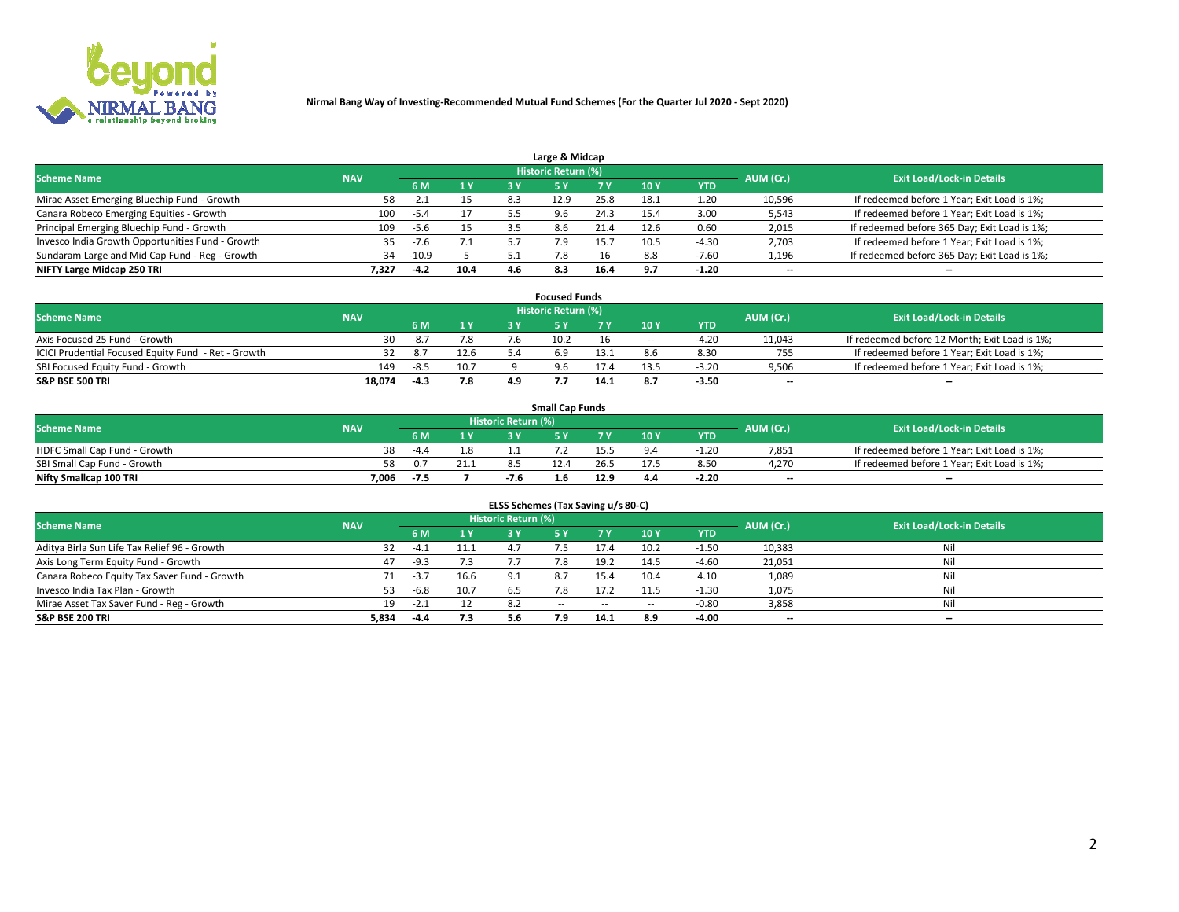**Nirmal Bang Way of Investing-Recommended Mutual Fund Schemes (For the Quarter Jul 2020 - Sept 2020)**

## Large & Midcap

| Scheme Name | NAV | Historic Return (%) | | | | | | | AUM (Cr.) | Exit Load/Lock-in Details |
|---|---|---|---|---|---|---|---|---|---|---|
| | | 6 M | 1 Y | 3 Y | 5 Y | 7 Y | 10 Y | YTD | | |
| Mirae Asset Emerging Bluechip Fund - Growth | 58 | -2.1 | 15 | 8.3 | 12.9 | 25.8 | 18.1 | 1.20 | 10,596 | If redeemed before 1 Year; Exit Load is 1%; |
| Canara Robeco Emerging Equities - Growth | 100 | -5.4 | 17 | 5.5 | 9.6 | 24.3 | 15.4 | 3.00 | 5,543 | If redeemed before 1 Year; Exit Load is 1%; |
| Principal Emerging Bluechip Fund - Growth | 109 | -5.6 | 15 | 3.5 | 8.6 | 21.4 | 12.6 | 0.60 | 2,015 | If redeemed before 365 Day; Exit Load is 1%; |
| Invesco India Growth Opportunities Fund - Growth | 35 | -7.6 | 7.1 | 5.7 | 7.9 | 15.7 | 10.5 | -4.30 | 2,703 | If redeemed before 1 Year; Exit Load is 1%; |
| Sundaram Large and Mid Cap Fund - Reg - Growth | 34 | -10.9 | 5 | 5.1 | 7.8 | 16 | 8.8 | -7.60 | 1,196 | If redeemed before 365 Day; Exit Load is 1%; |
| **NIFTY Large Midcap 250 TRI** | **7,327** | **-4.2** | **10.4** | **4.6** | **8.3** | **16.4** | **9.7** | **-1.20** | **--** | **--** |

## Focused Funds

| Scheme Name | NAV | Historic Return (%) | | | | | | | AUM (Cr.) | Exit Load/Lock-in Details |
|---|---|---|---|---|---|---|---|---|---|---|
| | | 6 M | 1 Y | 3 Y | 5 Y | 7 Y | 10 Y | YTD | | |
| Axis Focused 25 Fund - Growth | 30 | -8.7 | 7.8 | 7.6 | 10.2 | 16 | -- | -4.20 | 11,043 | If redeemed before 12 Month; Exit Load is 1%; |
| ICICI Prudential Focused Equity Fund - Ret - Growth | 32 | 8.7 | 12.6 | 5.4 | 6.9 | 13.1 | 8.6 | 8.30 | 755 | If redeemed before 1 Year; Exit Load is 1%; |
| SBI Focused Equity Fund - Growth | 149 | -8.5 | 10.7 | 9 | 9.6 | 17.4 | 13.5 | -3.20 | 9,506 | If redeemed before 1 Year; Exit Load is 1%; |
| **S&P BSE 500 TRI** | **18,074** | **-4.3** | **7.8** | **4.9** | **7.7** | **14.1** | **8.7** | **-3.50** | **--** | **--** |

## Small Cap Funds

| Scheme Name | NAV | Historic Return (%) | | | | | | | AUM (Cr.) | Exit Load/Lock-in Details |
|---|---|---|---|---|---|---|---|---|---|---|
| | | 6 M | 1 Y | 3 Y | 5 Y | 7 Y | 10 Y | YTD | | |
| HDFC Small Cap Fund - Growth | 38 | -4.4 | 1.8 | 1.1 | 7.2 | 15.5 | 9.4 | -1.20 | 7,851 | If redeemed before 1 Year; Exit Load is 1%; |
| SBI Small Cap Fund - Growth | 58 | 0.7 | 21.1 | 8.5 | 12.4 | 26.5 | 17.5 | 8.50 | 4,270 | If redeemed before 1 Year; Exit Load is 1%; |
| **Nifty Smallcap 100 TRI** | **7,006** | **-7.5** | **7** | **-7.6** | **1.6** | **12.9** | **4.4** | **-2.20** | **--** | **--** |

## ELSS Schemes (Tax Saving u/s 80-C)

| Scheme Name | NAV | Historic Return (%) | | | | | | | AUM (Cr.) | Exit Load/Lock-in Details |
|---|---|---|---|---|---|---|---|---|---|---|
| | | 6 M | 1 Y | 3 Y | 5 Y | 7 Y | 10 Y | YTD | | |
| Aditya Birla Sun Life Tax Relief 96 - Growth | 32 | -4.1 | 11.1 | 4.7 | 7.5 | 17.4 | 10.2 | -1.50 | 10,383 | Nil |
| Axis Long Term Equity Fund - Growth | 47 | -9.3 | 7.3 | 7.7 | 7.8 | 19.2 | 14.5 | -4.60 | 21,051 | Nil |
| Canara Robeco Equity Tax Saver Fund - Growth | 71 | -3.7 | 16.6 | 9.1 | 8.7 | 15.4 | 10.4 | 4.10 | 1,089 | Nil |
| Invesco India Tax Plan - Growth | 53 | -6.8 | 10.7 | 6.5 | 7.8 | 17.2 | 11.5 | -1.30 | 1,075 | Nil |
| Mirae Asset Tax Saver Fund - Reg - Growth | 19 | -2.1 | 12 | 8.2 | -- | -- | -- | -0.80 | 3,858 | Nil |
| **S&P BSE 200 TRI** | **5,834** | **-4.4** | **7.3** | **5.6** | **7.9** | **14.1** | **8.9** | **-4.00** | **--** | **--** |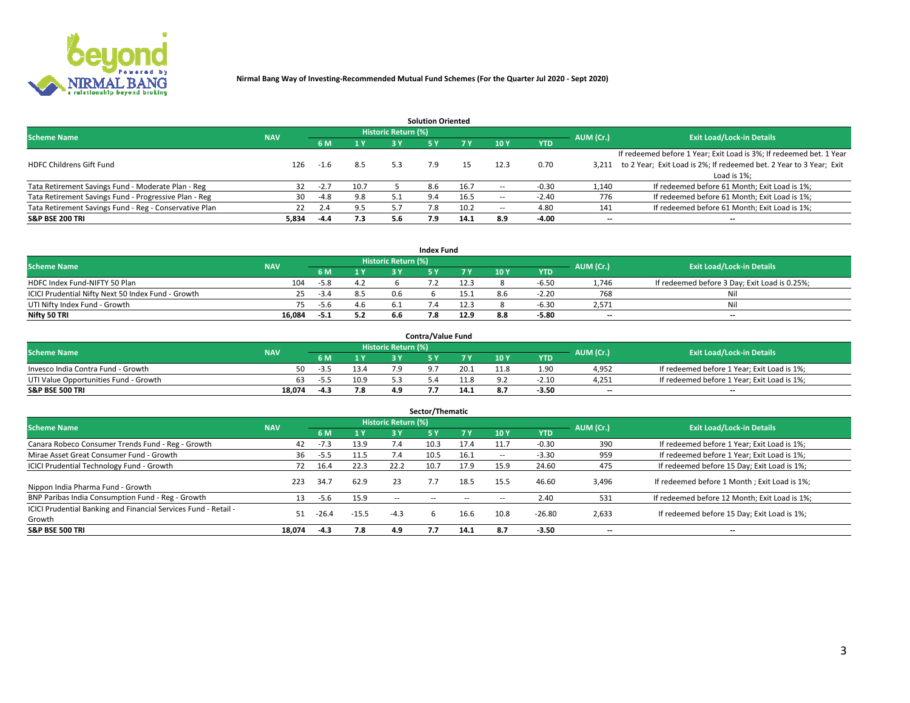**Nirmal Bang Way of Investing-Recommended Mutual Fund Schemes (For the Quarter Jul 2020 - Sept 2020)**

## Solution Oriented

| Scheme Name | NAV | Historic Return (%) | | | | | | | AUM (Cr.) | Exit Load/Lock-in Details |
|---|---|---|---|---|---|---|---|---|---|---|
| | | 6 M | 1 Y | 3 Y | 5 Y | 7 Y | 10 Y | YTD | | |
| HDFC Childrens Gift Fund | 126 | -1.6 | 8.5 | 5.3 | 7.9 | 15 | 12.3 | 0.70 | 3,211 | If redeemed before 1 Year; Exit Load is 3%; If redeemed bet. 1 Year to 2 Year; Exit Load is 2%; If redeemed bet. 2 Year to 3 Year; Exit Load is 1%; |
| Tata Retirement Savings Fund - Moderate Plan - Reg | 32 | -2.7 | 10.7 | 5 | 8.6 | 16.7 | -- | -0.30 | 1,140 | If redeemed before 61 Month; Exit Load is 1%; |
| Tata Retirement Savings Fund - Progressive Plan - Reg | 30 | -4.8 | 9.8 | 5.1 | 9.4 | 16.5 | -- | -2.40 | 776 | If redeemed before 61 Month; Exit Load is 1%; |
| Tata Retirement Savings Fund - Reg - Conservative Plan | 22 | 2.4 | 9.5 | 5.7 | 7.8 | 10.2 | -- | 4.80 | 141 | If redeemed before 61 Month; Exit Load is 1%; |
| **S&P BSE 200 TRI** | **5,834** | **-4.4** | **7.3** | **5.6** | **7.9** | **14.1** | **8.9** | **-4.00** | **--** | **--** |

## Index Fund

| Scheme Name | NAV | Historic Return (%) | | | | | | | AUM (Cr.) | Exit Load/Lock-in Details |
|---|---|---|---|---|---|---|---|---|---|---|
| | | 6 M | 1 Y | 3 Y | 5 Y | 7 Y | 10 Y | YTD | | |
| HDFC Index Fund-NIFTY 50 Plan | 104 | -5.8 | 4.2 | 6 | 7.2 | 12.3 | 8 | -6.50 | 1,746 | If redeemed before 3 Day; Exit Load is 0.25%; |
| ICICI Prudential Nifty Next 50 Index Fund - Growth | 25 | -3.4 | 8.5 | 0.6 | 6 | 15.1 | 8.6 | -2.20 | 768 | Nil |
| UTI Nifty Index Fund - Growth | 75 | -5.6 | 4.6 | 6.1 | 7.4 | 12.3 | 8 | -6.30 | 2,571 | Nil |
| **Nifty 50 TRI** | **16,084** | **-5.1** | **5.2** | **6.6** | **7.8** | **12.9** | **8.8** | **-5.80** | **--** | **--** |

## Contra/Value Fund

| Scheme Name | NAV | Historic Return (%) | | | | | | | AUM (Cr.) | Exit Load/Lock-in Details |
|---|---|---|---|---|---|---|---|---|---|---|
| | | 6 M | 1 Y | 3 Y | 5 Y | 7 Y | 10 Y | YTD | | |
| Invesco India Contra Fund - Growth | 50 | -3.5 | 13.4 | 7.9 | 9.7 | 20.1 | 11.8 | 1.90 | 4,952 | If redeemed before 1 Year; Exit Load is 1%; |
| UTI Value Opportunities Fund - Growth | 63 | -5.5 | 10.9 | 5.3 | 5.4 | 11.8 | 9.2 | -2.10 | 4,251 | If redeemed before 1 Year; Exit Load is 1%; |
| **S&P BSE 500 TRI** | **18,074** | **-4.3** | **7.8** | **4.9** | **7.7** | **14.1** | **8.7** | **-3.50** | **--** | **--** |

## Sector/Thematic

| Scheme Name | NAV | Historic Return (%) | | | | | | | AUM (Cr.) | Exit Load/Lock-in Details |
|---|---|---|---|---|---|---|---|---|---|---|
| | | 6 M | 1 Y | 3 Y | 5 Y | 7 Y | 10 Y | YTD | | |
| Canara Robeco Consumer Trends Fund - Reg - Growth | 42 | -7.3 | 13.9 | 7.4 | 10.3 | 17.4 | 11.7 | -0.30 | 390 | If redeemed before 1 Year; Exit Load is 1%; |
| Mirae Asset Great Consumer Fund - Growth | 36 | -5.5 | 11.5 | 7.4 | 10.5 | 16.1 | -- | -3.30 | 959 | If redeemed before 1 Year; Exit Load is 1%; |
| ICICI Prudential Technology Fund - Growth | 72 | 16.4 | 22.3 | 22.2 | 10.7 | 17.9 | 15.9 | 24.60 | 475 | If redeemed before 15 Day; Exit Load is 1%; |
| Nippon India Pharma Fund - Growth | 223 | 34.7 | 62.9 | 23 | 7.7 | 18.5 | 15.5 | 46.60 | 3,496 | If redeemed before 1 Month ; Exit Load is 1%; |
| BNP Paribas India Consumption Fund - Reg - Growth | 13 | -5.6 | 15.9 | -- | -- | -- | -- | 2.40 | 531 | If redeemed before 12 Month; Exit Load is 1%; |
| ICICI Prudential Banking and Financial Services Fund - Retail - Growth | 51 | -26.4 | -15.5 | -4.3 | 6 | 16.6 | 10.8 | -26.80 | 2,633 | If redeemed before 15 Day; Exit Load is 1%; |
| **S&P BSE 500 TRI** | **18,074** | **-4.3** | **7.8** | **4.9** | **7.7** | **14.1** | **8.7** | **-3.50** | **--** | **--** |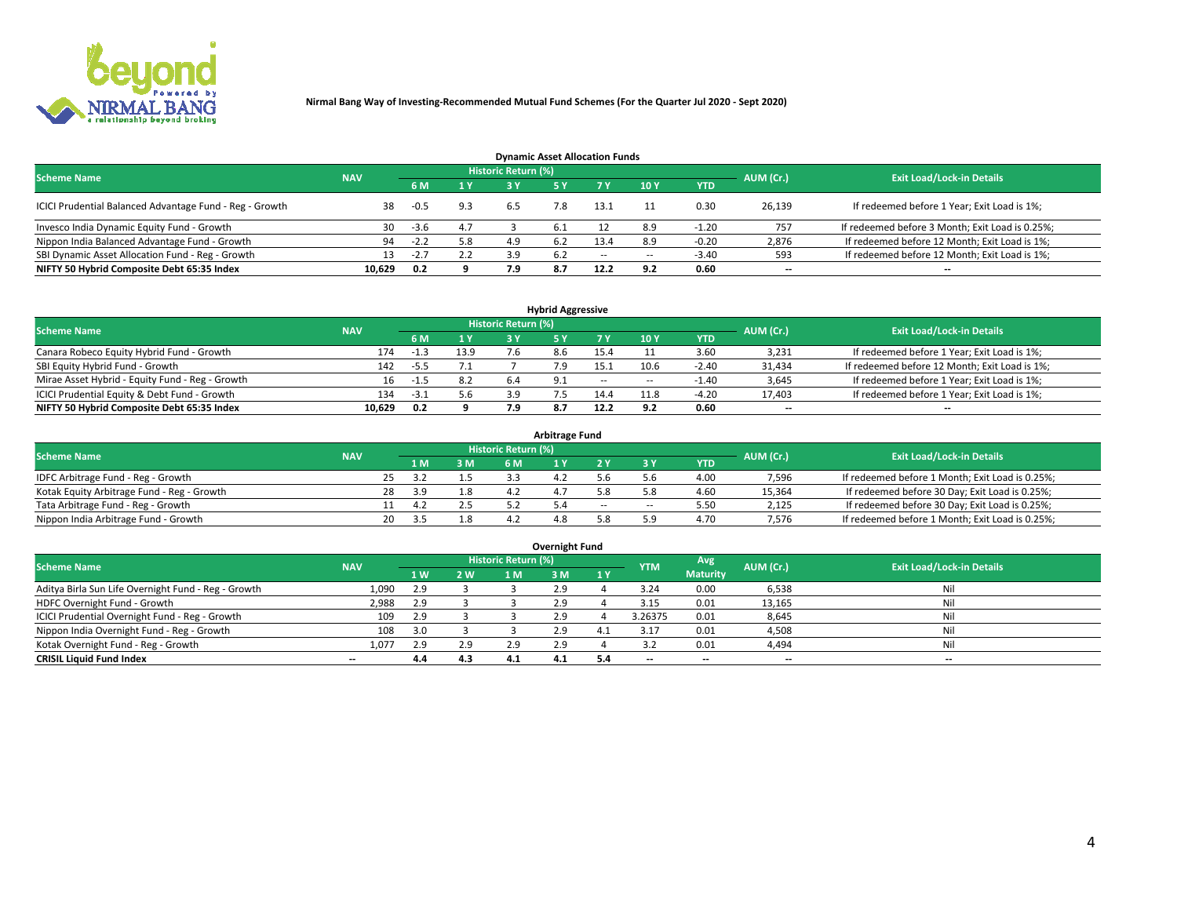**Nirmal Bang Way of Investing-Recommended Mutual Fund Schemes (For the Quarter Jul 2020 - Sept 2020)**

## Dynamic Asset Allocation Funds

| Scheme Name | NAV | Historic Return (%) | | | | | | | AUM (Cr.) | Exit Load/Lock-in Details |
|---|---|---|---|---|---|---|---|---|---|---|
| | | 6 M | 1 Y | 3 Y | 5 Y | 7 Y | 10 Y | YTD | | |
| ICICI Prudential Balanced Advantage Fund - Reg - Growth | 38 | -0.5 | 9.3 | 6.5 | 7.8 | 13.1 | 11 | 0.30 | 26,139 | If redeemed before 1 Year; Exit Load is 1%; |
| Invesco India Dynamic Equity Fund - Growth | 30 | -3.6 | 4.7 | 3 | 6.1 | 12 | 8.9 | -1.20 | 757 | If redeemed before 3 Month; Exit Load is 0.25%; |
| Nippon India Balanced Advantage Fund - Growth | 94 | -2.2 | 5.8 | 4.9 | 6.2 | 13.4 | 8.9 | -0.20 | 2,876 | If redeemed before 12 Month; Exit Load is 1%; |
| SBI Dynamic Asset Allocation Fund - Reg - Growth | 13 | -2.7 | 2.2 | 3.9 | 6.2 | -- | -- | -3.40 | 593 | If redeemed before 12 Month; Exit Load is 1%; |
| **NIFTY 50 Hybrid Composite Debt 65:35 Index** | **10,629** | **0.2** | **9** | **7.9** | **8.7** | **12.2** | **9.2** | **0.60** | **--** | **--** |

## Hybrid Aggressive

| Scheme Name | NAV | Historic Return (%) | | | | | | | AUM (Cr.) | Exit Load/Lock-in Details |
|---|---|---|---|---|---|---|---|---|---|---|
| | | 6 M | 1 Y | 3 Y | 5 Y | 7 Y | 10 Y | YTD | | |
| Canara Robeco Equity Hybrid Fund - Growth | 174 | -1.3 | 13.9 | 7.6 | 8.6 | 15.4 | 11 | 3.60 | 3,231 | If redeemed before 1 Year; Exit Load is 1%; |
| SBI Equity Hybrid Fund - Growth | 142 | -5.5 | 7.1 | 7 | 7.9 | 15.1 | 10.6 | -2.40 | 31,434 | If redeemed before 12 Month; Exit Load is 1%; |
| Mirae Asset Hybrid - Equity Fund - Reg - Growth | 16 | -1.5 | 8.2 | 6.4 | 9.1 | -- | -- | -1.40 | 3,645 | If redeemed before 1 Year; Exit Load is 1%; |
| ICICI Prudential Equity & Debt Fund - Growth | 134 | -3.1 | 5.6 | 3.9 | 7.5 | 14.4 | 11.8 | -4.20 | 17,403 | If redeemed before 1 Year; Exit Load is 1%; |
| **NIFTY 50 Hybrid Composite Debt 65:35 Index** | **10,629** | **0.2** | **9** | **7.9** | **8.7** | **12.2** | **9.2** | **0.60** | **--** | **--** |

## Arbitrage Fund

| Scheme Name | NAV | Historic Return (%) | | | | | | | AUM (Cr.) | Exit Load/Lock-in Details |
|---|---|---|---|---|---|---|---|---|---|---|
| | | 1 M | 3 M | 6 M | 1 Y | 2 Y | 3 Y | YTD | | |
| IDFC Arbitrage Fund - Reg - Growth | 25 | 3.2 | 1.5 | 3.3 | 4.2 | 5.6 | 5.6 | 4.00 | 7,596 | If redeemed before 1 Month; Exit Load is 0.25%; |
| Kotak Equity Arbitrage Fund - Reg - Growth | 28 | 3.9 | 1.8 | 4.2 | 4.7 | 5.8 | 5.8 | 4.60 | 15,364 | If redeemed before 30 Day; Exit Load is 0.25%; |
| Tata Arbitrage Fund - Reg - Growth | 11 | 4.2 | 2.5 | 5.2 | 5.4 | -- | -- | 5.50 | 2,125 | If redeemed before 30 Day; Exit Load is 0.25%; |
| Nippon India Arbitrage Fund - Growth | 20 | 3.5 | 1.8 | 4.2 | 4.8 | 5.8 | 5.9 | 4.70 | 7,576 | If redeemed before 1 Month; Exit Load is 0.25%; |

## Overnight Fund

| Scheme Name | NAV | Historic Return (%) | | | | | YTM | Avg Maturity | AUM (Cr.) | Exit Load/Lock-in Details |
|---|---|---|---|---|---|---|---|---|---|---|
| | | 1 W | 2 W | 1 M | 3 M | 1 Y | | | | |
| Aditya Birla Sun Life Overnight Fund - Reg - Growth | 1,090 | 2.9 | 3 | 3 | 2.9 | 4 | 3.24 | 0.00 | 6,538 | Nil |
| HDFC Overnight Fund - Growth | 2,988 | 2.9 | 3 | 3 | 2.9 | 4 | 3.15 | 0.01 | 13,165 | Nil |
| ICICI Prudential Overnight Fund - Reg - Growth | 109 | 2.9 | 3 | 3 | 2.9 | 4 | 3.26375 | 0.01 | 8,645 | Nil |
| Nippon India Overnight Fund - Reg - Growth | 108 | 3.0 | 3 | 3 | 2.9 | 4.1 | 3.17 | 0.01 | 4,508 | Nil |
| Kotak Overnight Fund - Reg - Growth | 1,077 | 2.9 | 2.9 | 2.9 | 2.9 | 4 | 3.2 | 0.01 | 4,494 | Nil |
| **CRISIL Liquid Fund Index** | **--** | **4.4** | **4.3** | **4.1** | **4.1** | **5.4** | **--** | **--** | **--** | **--** |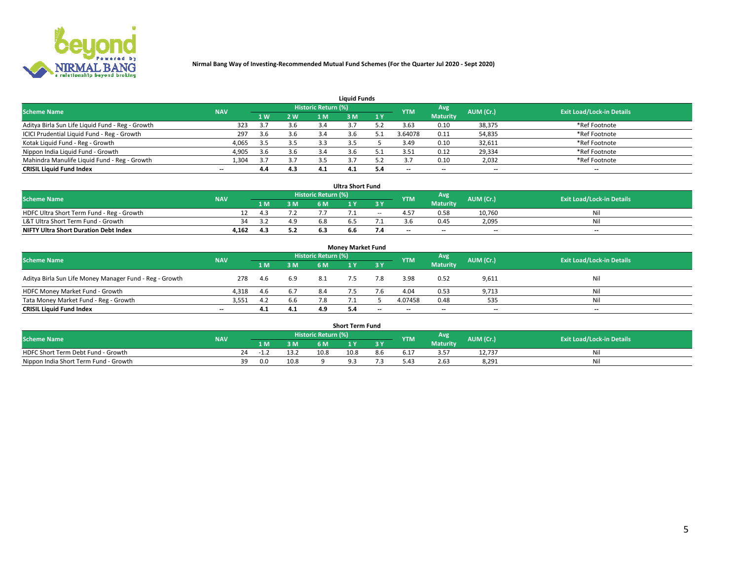**Nirmal Bang Way of Investing-Recommended Mutual Fund Schemes (For the Quarter Jul 2020 - Sept 2020)**

### Liquid Funds

| Scheme Name | NAV | Historic Return (%) | | | | | YTM | Avg Maturity | AUM (Cr.) | Exit Load/Lock-in Details |
|---|---|---|---|---|---|---|---|---|---|---|
| | | 1 W | 2 W | 1 M | 3 M | 1 Y | | | | |
| Aditya Birla Sun Life Liquid Fund - Reg - Growth | 323 | 3.7 | 3.6 | 3.4 | 3.7 | 5.2 | 3.63 | 0.10 | 38,375 | *Ref Footnote |
| ICICI Prudential Liquid Fund - Reg - Growth | 297 | 3.6 | 3.6 | 3.4 | 3.6 | 5.1 | 3.64078 | 0.11 | 54,835 | *Ref Footnote |
| Kotak Liquid Fund - Reg - Growth | 4,065 | 3.5 | 3.5 | 3.3 | 3.5 | 5 | 3.49 | 0.10 | 32,611 | *Ref Footnote |
| Nippon India Liquid Fund - Growth | 4,905 | 3.6 | 3.6 | 3.4 | 3.6 | 5.1 | 3.51 | 0.12 | 29,334 | *Ref Footnote |
| Mahindra Manulife Liquid Fund - Reg - Growth | 1,304 | 3.7 | 3.7 | 3.5 | 3.7 | 5.2 | 3.7 | 0.10 | 2,032 | *Ref Footnote |
| **CRISIL Liquid Fund Index** | -- | **4.4** | **4.3** | **4.1** | **4.1** | **5.4** | -- | -- | -- | -- |

### Ultra Short Fund

| Scheme Name | NAV | Historic Return (%) | | | | | YTM | Avg Maturity | AUM (Cr.) | Exit Load/Lock-in Details |
|---|---|---|---|---|---|---|---|---|---|---|
| | | 1 M | 3 M | 6 M | 1 Y | 3 Y | | | | |
| HDFC Ultra Short Term Fund - Reg - Growth | 12 | 4.3 | 7.2 | 7.7 | 7.1 | -- | 4.57 | 0.58 | 10,760 | Nil |
| L&T Ultra Short Term Fund - Growth | 34 | 3.2 | 4.9 | 6.8 | 6.5 | 7.1 | 3.6 | 0.45 | 2,095 | Nil |
| **NIFTY Ultra Short Duration Debt Index** | **4,162** | **4.3** | **5.2** | **6.3** | **6.6** | **7.4** | -- | -- | -- | -- |

### Money Market Fund

| Scheme Name | NAV | Historic Return (%) | | | | | YTM | Avg Maturity | AUM (Cr.) | Exit Load/Lock-in Details |
|---|---|---|---|---|---|---|---|---|---|---|
| | | 1 M | 3 M | 6 M | 1 Y | 3 Y | | | | |
| Aditya Birla Sun Life Money Manager Fund - Reg - Growth | 278 | 4.6 | 6.9 | 8.1 | 7.5 | 7.8 | 3.98 | 0.52 | 9,611 | Nil |
| HDFC Money Market Fund - Growth | 4,318 | 4.6 | 6.7 | 8.4 | 7.5 | 7.6 | 4.04 | 0.53 | 9,713 | Nil |
| Tata Money Market Fund - Reg - Growth | 3,551 | 4.2 | 6.6 | 7.8 | 7.1 | 5 | 4.07458 | 0.48 | 535 | Nil |
| **CRISIL Liquid Fund Index** | -- | **4.1** | **4.1** | **4.9** | **5.4** | -- | -- | -- | -- | -- |

### Short Term Fund

| Scheme Name | NAV | Historic Return (%) | | | | | YTM | Avg Maturity | AUM (Cr.) | Exit Load/Lock-in Details |
|---|---|---|---|---|---|---|---|---|---|---|
| | | 1 M | 3 M | 6 M | 1 Y | 3 Y | | | | |
| HDFC Short Term Debt Fund - Growth | 24 | -1.2 | 13.2 | 10.8 | 10.8 | 8.6 | 6.17 | 3.57 | 12,737 | Nil |
| Nippon India Short Term Fund - Growth | 39 | 0.0 | 10.8 | 9 | 9.3 | 7.3 | 5.43 | 2.63 | 8,291 | Nil |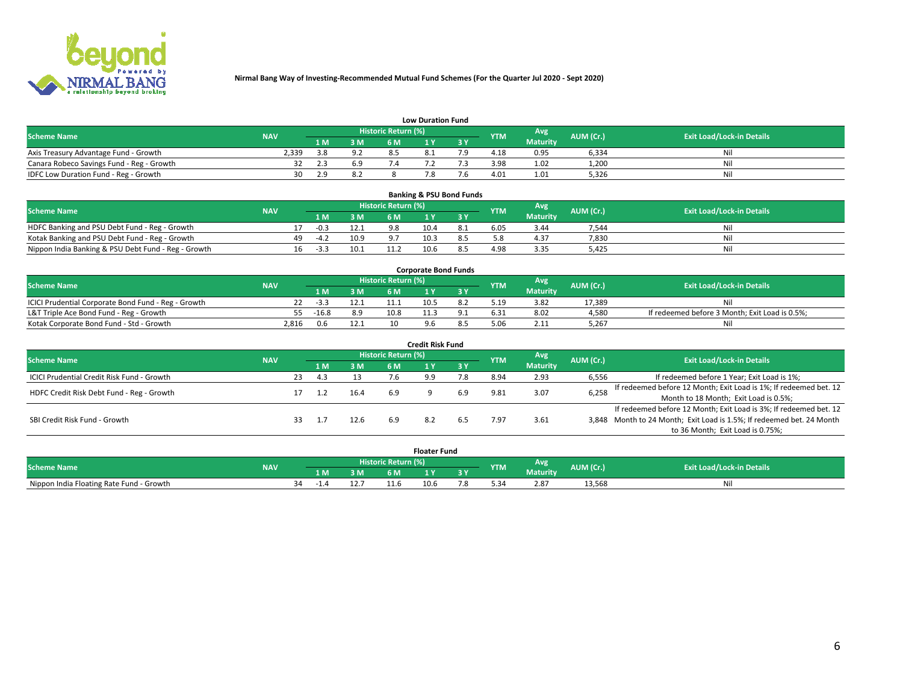**Nirmal Bang Way of Investing-Recommended Mutual Fund Schemes (For the Quarter Jul 2020 - Sept 2020)**

## Low Duration Fund

| Scheme Name | NAV | Historic Return (%) | | | | | YTM | Avg Maturity | AUM (Cr.) | Exit Load/Lock-in Details |
|---|---|---|---|---|---|---|---|---|---|---|
| | | 1 M | 3 M | 6 M | 1 Y | 3 Y | | | | |
| Axis Treasury Advantage Fund - Growth | 2,339 | 3.8 | 9.2 | 8.5 | 8.1 | 7.9 | 4.18 | 0.95 | 6,334 | Nil |
| Canara Robeco Savings Fund - Reg - Growth | 32 | 2.3 | 6.9 | 7.4 | 7.2 | 7.3 | 3.98 | 1.02 | 1,200 | Nil |
| IDFC Low Duration Fund - Reg - Growth | 30 | 2.9 | 8.2 | 8 | 7.8 | 7.6 | 4.01 | 1.01 | 5,326 | Nil |

## Banking & PSU Bond Funds

| Scheme Name | NAV | Historic Return (%) | | | | | YTM | Avg Maturity | AUM (Cr.) | Exit Load/Lock-in Details |
|---|---|---|---|---|---|---|---|---|---|---|
| | | 1 M | 3 M | 6 M | 1 Y | 3 Y | | | | |
| HDFC Banking and PSU Debt Fund - Reg - Growth | 17 | -0.3 | 12.1 | 9.8 | 10.4 | 8.1 | 6.05 | 3.44 | 7,544 | Nil |
| Kotak Banking and PSU Debt Fund - Reg - Growth | 49 | -4.2 | 10.9 | 9.7 | 10.3 | 8.5 | 5.8 | 4.37 | 7,830 | Nil |
| Nippon India Banking & PSU Debt Fund - Reg - Growth | 16 | -3.3 | 10.1 | 11.2 | 10.6 | 8.5 | 4.98 | 3.35 | 5,425 | Nil |

## Corporate Bond Funds

| Scheme Name | NAV | Historic Return (%) | | | | | YTM | Avg Maturity | AUM (Cr.) | Exit Load/Lock-in Details |
|---|---|---|---|---|---|---|---|---|---|---|
| | | 1 M | 3 M | 6 M | 1 Y | 3 Y | | | | |
| ICICI Prudential Corporate Bond Fund - Reg - Growth | 22 | -3.3 | 12.1 | 11.1 | 10.5 | 8.2 | 5.19 | 3.82 | 17,389 | Nil |
| L&T Triple Ace Bond Fund - Reg - Growth | 55 | -16.8 | 8.9 | 10.8 | 11.3 | 9.1 | 6.31 | 8.02 | 4,580 | If redeemed before 3 Month; Exit Load is 0.5%; |
| Kotak Corporate Bond Fund - Std - Growth | 2,816 | 0.6 | 12.1 | 10 | 9.6 | 8.5 | 5.06 | 2.11 | 5,267 | Nil |

## Credit Risk Fund

| Scheme Name | NAV | Historic Return (%) | | | | | YTM | Avg Maturity | AUM (Cr.) | Exit Load/Lock-in Details |
|---|---|---|---|---|---|---|---|---|---|---|
| | | 1 M | 3 M | 6 M | 1 Y | 3 Y | | | | |
| ICICI Prudential Credit Risk Fund - Growth | 23 | 4.3 | 13 | 7.6 | 9.9 | 7.8 | 8.94 | 2.93 | 6,556 | If redeemed before 1 Year; Exit Load is 1%; |
| HDFC Credit Risk Debt Fund - Reg - Growth | 17 | 1.2 | 16.4 | 6.9 | 9 | 6.9 | 9.81 | 3.07 | 6,258 | If redeemed before 12 Month; Exit Load is 1%; If redeemed bet. 12 Month to 18 Month; Exit Load is 0.5%; |
| SBI Credit Risk Fund - Growth | 33 | 1.7 | 12.6 | 6.9 | 8.2 | 6.5 | 7.97 | 3.61 | 3,848 | If redeemed before 12 Month; Exit Load is 3%; If redeemed bet. 12 Month to 24 Month; Exit Load is 1.5%; If redeemed bet. 24 Month to 36 Month; Exit Load is 0.75%; |

## Floater Fund

| Scheme Name | NAV | Historic Return (%) | | | | | YTM | Avg Maturity | AUM (Cr.) | Exit Load/Lock-in Details |
|---|---|---|---|---|---|---|---|---|---|---|
| | | 1 M | 3 M | 6 M | 1 Y | 3 Y | | | | |
| Nippon India Floating Rate Fund - Growth | 34 | -1.4 | 12.7 | 11.6 | 10.6 | 7.8 | 5.34 | 2.87 | 13,568 | Nil |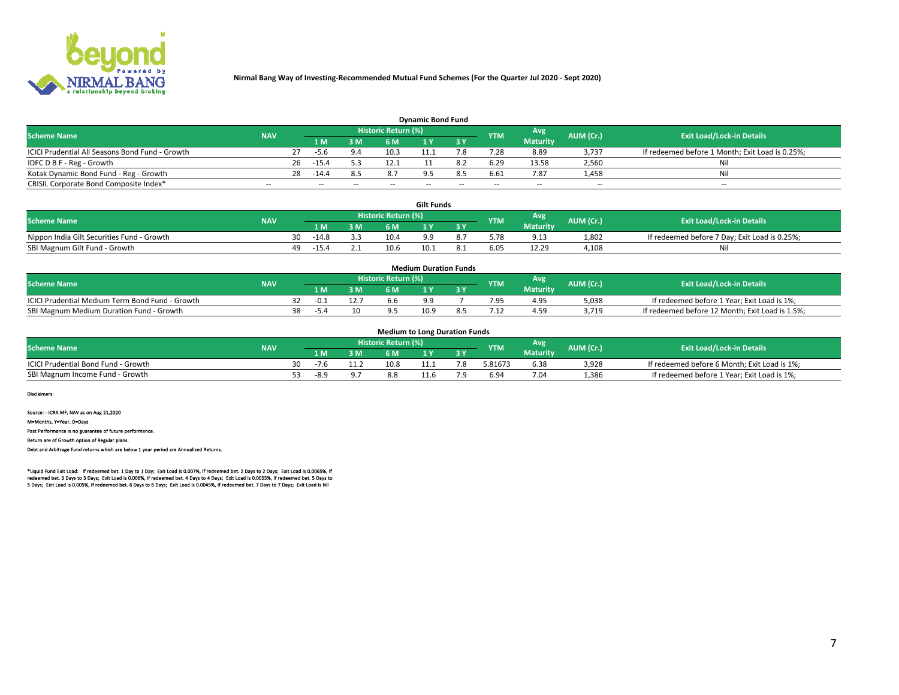**Nirmal Bang Way of Investing-Recommended Mutual Fund Schemes (For the Quarter Jul 2020 - Sept 2020)**

### Dynamic Bond Fund

| Scheme Name | NAV | Historic Return (%) | | | | | YTM | Avg Maturity | AUM (Cr.) | Exit Load/Lock-in Details |
|---|---|---|---|---|---|---|---|---|---|---|
| | | 1 M | 3 M | 6 M | 1 Y | 3 Y | | | | |
| ICICI Prudential All Seasons Bond Fund - Growth | 27 | -5.6 | 9.4 | 10.3 | 11.1 | 7.8 | 7.28 | 8.89 | 3,737 | If redeemed before 1 Month; Exit Load is 0.25%; |
| IDFC D B F - Reg - Growth | 26 | -15.4 | 5.3 | 12.1 | 11 | 8.2 | 6.29 | 13.58 | 2,560 | Nil |
| Kotak Dynamic Bond Fund - Reg - Growth | 28 | -14.4 | 8.5 | 8.7 | 9.5 | 8.5 | 6.61 | 7.87 | 1,458 | Nil |
| CRISIL Corporate Bond Composite Index* | -- | -- | -- | -- | -- | -- | -- | -- | -- | -- |

### Gilt Funds

| Scheme Name | NAV | Historic Return (%) | | | | | YTM | Avg Maturity | AUM (Cr.) | Exit Load/Lock-in Details |
|---|---|---|---|---|---|---|---|---|---|---|
| | | 1 M | 3 M | 6 M | 1 Y | 3 Y | | | | |
| Nippon India Gilt Securities Fund - Growth | 30 | -14.8 | 3.3 | 10.4 | 9.9 | 8.7 | 5.78 | 9.13 | 1,802 | If redeemed before 7 Day; Exit Load is 0.25%; |
| SBI Magnum Gilt Fund - Growth | 49 | -15.4 | 2.1 | 10.6 | 10.1 | 8.1 | 6.05 | 12.29 | 4,108 | Nil |

### Medium Duration Funds

| Scheme Name | NAV | Historic Return (%) | | | | | YTM | Avg Maturity | AUM (Cr.) | Exit Load/Lock-in Details |
|---|---|---|---|---|---|---|---|---|---|---|
| | | 1 M | 3 M | 6 M | 1 Y | 3 Y | | | | |
| ICICI Prudential Medium Term Bond Fund - Growth | 32 | -0.1 | 12.7 | 6.6 | 9.9 | 7 | 7.95 | 4.95 | 5,038 | If redeemed before 1 Year; Exit Load is 1%; |
| SBI Magnum Medium Duration Fund - Growth | 38 | -5.4 | 10 | 9.5 | 10.9 | 8.5 | 7.12 | 4.59 | 3,719 | If redeemed before 12 Month; Exit Load is 1.5%; |

### Medium to Long Duration Funds

| Scheme Name | NAV | Historic Return (%) | | | | | YTM | Avg Maturity | AUM (Cr.) | Exit Load/Lock-in Details |
|---|---|---|---|---|---|---|---|---|---|---|
| | | 1 M | 3 M | 6 M | 1 Y | 3 Y | | | | |
| ICICI Prudential Bond Fund - Growth | 30 | -7.6 | 11.2 | 10.8 | 11.1 | 7.8 | 5.81673 | 6.38 | 3,928 | If redeemed before 6 Month; Exit Load is 1%; |
| SBI Magnum Income Fund - Growth | 53 | -8.9 | 9.7 | 8.8 | 11.6 | 7.9 | 6.94 | 7.04 | 1,386 | If redeemed before 1 Year; Exit Load is 1%; |

Disclaimers:

Source: - ICRA MF, NAV as on Aug 21,2020

M=Months, Y=Year, D=Days

Past Performance is no guarantee of future performance.

Return are of Growth option of Regular plans.

Debt and Arbitrage Fund returns which are below 1 year period are Annualized Returns.

*Liquid Fund Exit Load: If redeemed bet. 1 Day to 1 Day; Exit Load is 0.007%, If redeemed bet. 2 Days to 2 Days; Exit Load is 0.0065%, If redeemed bet. 3 Days to 3 Days; Exit Load is 0.006%, If redeemed bet. 4 Days to 4 Days; Exit Load is 0.0055%, If redeemed bet. 5 Days to 5 Days; Exit Load is 0.005%, If redeemed bet. 6 Days to 6 Days; Exit Load is 0.0045%, If redeemed bet. 7 Days to 7 Days; Exit Load is Nil